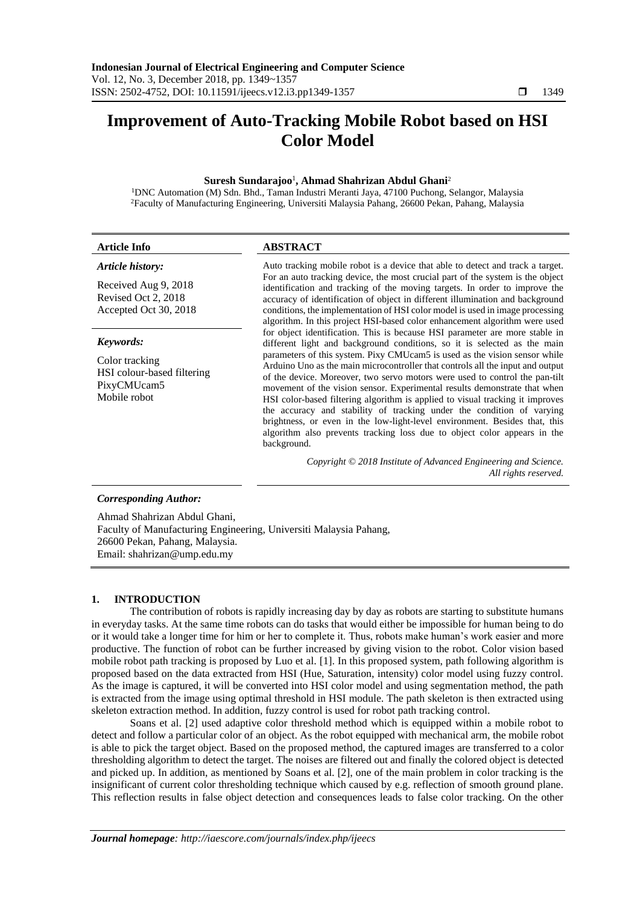# Improvement of Auto-Tracking Mobile Robot based on HSI Color Model

**Suresh Sundarajoo[1], Ahmad Shahrizan Abdul Ghani[2]**

[1]DNC Automation (M) Sdn. Bhd., Taman Industri Meranti Jaya, 47100 Puchong, Selangor, Malaysia
[2]Faculty of Manufacturing Engineering, Universiti Malaysia Pahang, 26600 Pekan, Pahang, Malaysia

**Article Info**

***Article history:***

Received Aug 9, 2018
Revised Oct 2, 2018
Accepted Oct 30, 2018

***Keywords:***

Color tracking
HSI colour-based filtering
PixyCMUcam5
Mobile robot

**ABSTRACT**

Auto tracking mobile robot is a device that able to detect and track a target. For an auto tracking device, the most crucial part of the system is the object identification and tracking of the moving targets. In order to improve the accuracy of identification of object in different illumination and background conditions, the implementation of HSI color model is used in image processing algorithm. In this project HSI-based color enhancement algorithm were used for object identification. This is because HSI parameter are more stable in different light and background conditions, so it is selected as the main parameters of this system. Pixy CMUcam5 is used as the vision sensor while Arduino Uno as the main microcontroller that controls all the input and output of the device. Moreover, two servo motors were used to control the pan-tilt movement of the vision sensor. Experimental results demonstrate that when HSI color-based filtering algorithm is applied to visual tracking it improves the accuracy and stability of tracking under the condition of varying brightness, or even in the low-light-level environment. Besides that, this algorithm also prevents tracking loss due to object color appears in the background.

*Copyright © 2018 Institute of Advanced Engineering and Science. All rights reserved.*

***Corresponding Author:***

Ahmad Shahrizan Abdul Ghani,
Faculty of Manufacturing Engineering, Universiti Malaysia Pahang,
26600 Pekan, Pahang, Malaysia.
Email: shahrizan@ump.edu.my

## 1. INTRODUCTION

The contribution of robots is rapidly increasing day by day as robots are starting to substitute humans in everyday tasks. At the same time robots can do tasks that would either be impossible for human being to do or it would take a longer time for him or her to complete it. Thus, robots make human's work easier and more productive. The function of robot can be further increased by giving vision to the robot. Color vision based mobile robot path tracking is proposed by Luo et al. [1]. In this proposed system, path following algorithm is proposed based on the data extracted from HSI (Hue, Saturation, intensity) color model using fuzzy control. As the image is captured, it will be converted into HSI color model and using segmentation method, the path is extracted from the image using optimal threshold in HSI module. The path skeleton is then extracted using skeleton extraction method. In addition, fuzzy control is used for robot path tracking control.

Soans et al. [2] used adaptive color threshold method which is equipped within a mobile robot to detect and follow a particular color of an object. As the robot equipped with mechanical arm, the mobile robot is able to pick the target object. Based on the proposed method, the captured images are transferred to a color thresholding algorithm to detect the target. The noises are filtered out and finally the colored object is detected and picked up. In addition, as mentioned by Soans et al. [2], one of the main problem in color tracking is the insignificant of current color thresholding technique which caused by e.g. reflection of smooth ground plane. This reflection results in false object detection and consequences leads to false color tracking. On the other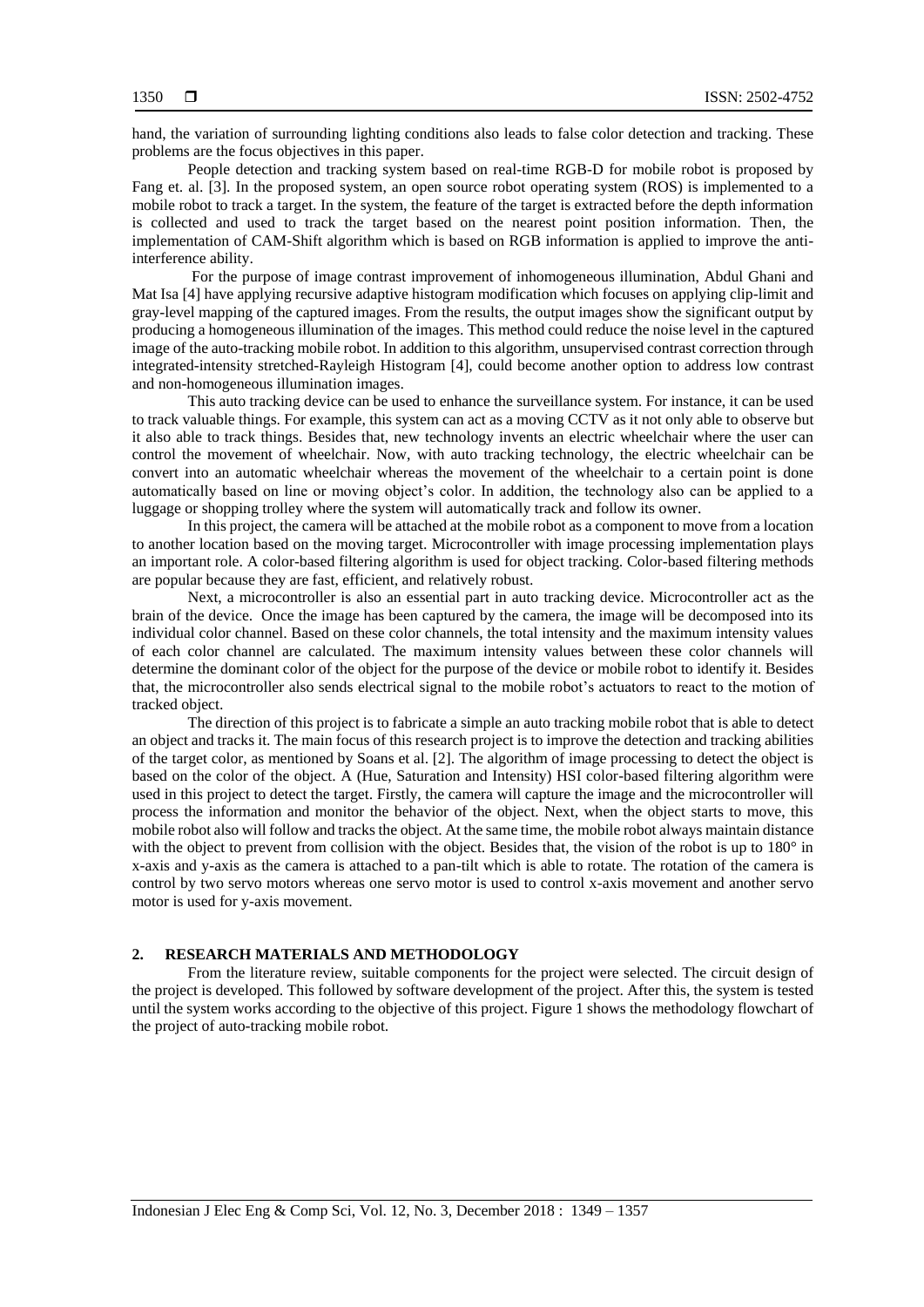hand, the variation of surrounding lighting conditions also leads to false color detection and tracking. These problems are the focus objectives in this paper.

People detection and tracking system based on real-time RGB-D for mobile robot is proposed by Fang et. al. [3]. In the proposed system, an open source robot operating system (ROS) is implemented to a mobile robot to track a target. In the system, the feature of the target is extracted before the depth information is collected and used to track the target based on the nearest point position information. Then, the implementation of CAM-Shift algorithm which is based on RGB information is applied to improve the anti-interference ability.

For the purpose of image contrast improvement of inhomogeneous illumination, Abdul Ghani and Mat Isa [4] have applying recursive adaptive histogram modification which focuses on applying clip-limit and gray-level mapping of the captured images. From the results, the output images show the significant output by producing a homogeneous illumination of the images. This method could reduce the noise level in the captured image of the auto-tracking mobile robot. In addition to this algorithm, unsupervised contrast correction through integrated-intensity stretched-Rayleigh Histogram [4], could become another option to address low contrast and non-homogeneous illumination images.

This auto tracking device can be used to enhance the surveillance system. For instance, it can be used to track valuable things. For example, this system can act as a moving CCTV as it not only able to observe but it also able to track things. Besides that, new technology invents an electric wheelchair where the user can control the movement of wheelchair. Now, with auto tracking technology, the electric wheelchair can be convert into an automatic wheelchair whereas the movement of the wheelchair to a certain point is done automatically based on line or moving object's color. In addition, the technology also can be applied to a luggage or shopping trolley where the system will automatically track and follow its owner.

In this project, the camera will be attached at the mobile robot as a component to move from a location to another location based on the moving target. Microcontroller with image processing implementation plays an important role. A color-based filtering algorithm is used for object tracking. Color-based filtering methods are popular because they are fast, efficient, and relatively robust.

Next, a microcontroller is also an essential part in auto tracking device. Microcontroller act as the brain of the device. Once the image has been captured by the camera, the image will be decomposed into its individual color channel. Based on these color channels, the total intensity and the maximum intensity values of each color channel are calculated. The maximum intensity values between these color channels will determine the dominant color of the object for the purpose of the device or mobile robot to identify it. Besides that, the microcontroller also sends electrical signal to the mobile robot's actuators to react to the motion of tracked object.

The direction of this project is to fabricate a simple an auto tracking mobile robot that is able to detect an object and tracks it. The main focus of this research project is to improve the detection and tracking abilities of the target color, as mentioned by Soans et al. [2]. The algorithm of image processing to detect the object is based on the color of the object. A (Hue, Saturation and Intensity) HSI color-based filtering algorithm were used in this project to detect the target. Firstly, the camera will capture the image and the microcontroller will process the information and monitor the behavior of the object. Next, when the object starts to move, this mobile robot also will follow and tracks the object. At the same time, the mobile robot always maintain distance with the object to prevent from collision with the object. Besides that, the vision of the robot is up to 180° in x-axis and y-axis as the camera is attached to a pan-tilt which is able to rotate. The rotation of the camera is control by two servo motors whereas one servo motor is used to control x-axis movement and another servo motor is used for y-axis movement.

## 2. RESEARCH MATERIALS AND METHODOLOGY

From the literature review, suitable components for the project were selected. The circuit design of the project is developed. This followed by software development of the project. After this, the system is tested until the system works according to the objective of this project. Figure 1 shows the methodology flowchart of the project of auto-tracking mobile robot.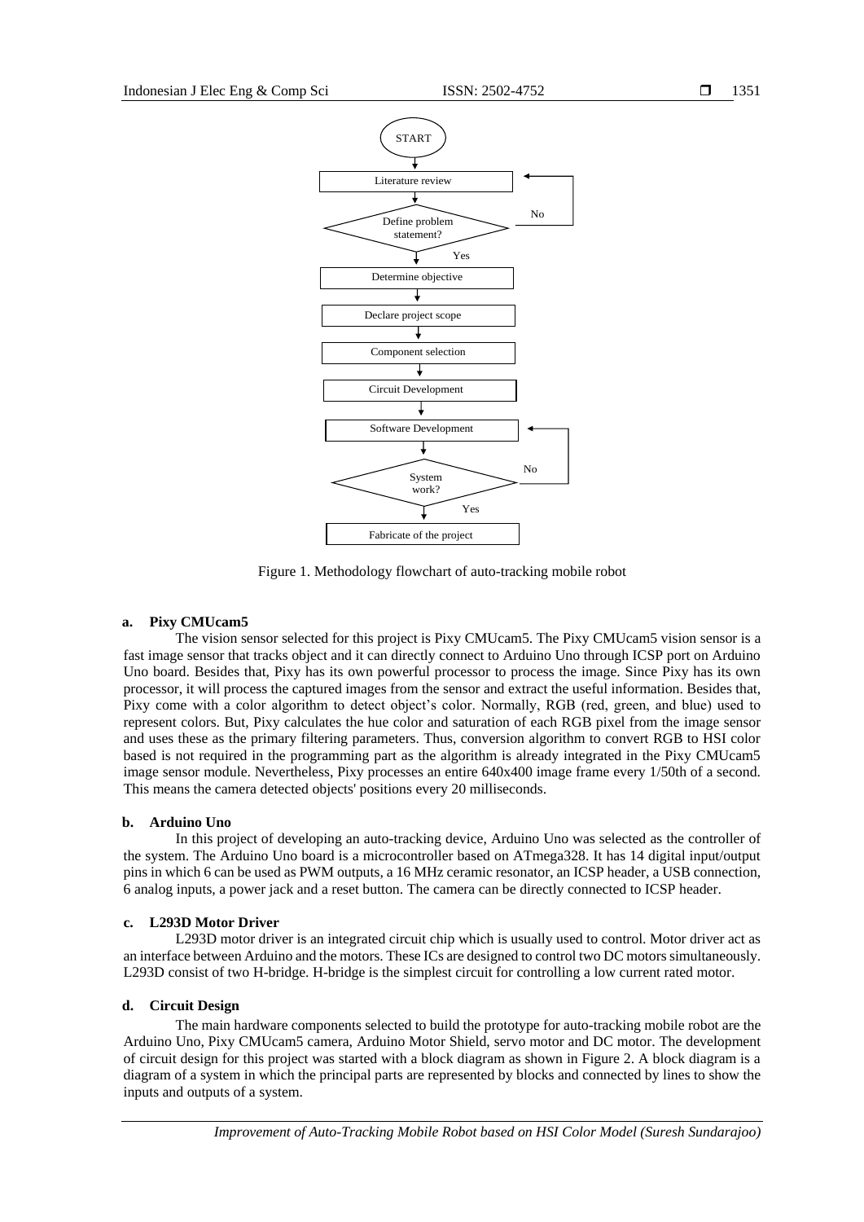Figure 1. Methodology flowchart of auto-tracking mobile robot

#### a. Pixy CMUcam5

The vision sensor selected for this project is Pixy CMUcam5. The Pixy CMUcam5 vision sensor is a fast image sensor that tracks object and it can directly connect to Arduino Uno through ICSP port on Arduino Uno board. Besides that, Pixy has its own powerful processor to process the image. Since Pixy has its own processor, it will process the captured images from the sensor and extract the useful information. Besides that, Pixy come with a color algorithm to detect object's color. Normally, RGB (red, green, and blue) used to represent colors. But, Pixy calculates the hue color and saturation of each RGB pixel from the image sensor and uses these as the primary filtering parameters. Thus, conversion algorithm to convert RGB to HSI color based is not required in the programming part as the algorithm is already integrated in the Pixy CMUcam5 image sensor module. Nevertheless, Pixy processes an entire 640x400 image frame every 1/50th of a second. This means the camera detected objects' positions every 20 milliseconds.

#### b. Arduino Uno

In this project of developing an auto-tracking device, Arduino Uno was selected as the controller of the system. The Arduino Uno board is a microcontroller based on ATmega328. It has 14 digital input/output pins in which 6 can be used as PWM outputs, a 16 MHz ceramic resonator, an ICSP header, a USB connection, 6 analog inputs, a power jack and a reset button. The camera can be directly connected to ICSP header.

#### c. L293D Motor Driver

L293D motor driver is an integrated circuit chip which is usually used to control. Motor driver act as an interface between Arduino and the motors. These ICs are designed to control two DC motors simultaneously. L293D consist of two H-bridge. H-bridge is the simplest circuit for controlling a low current rated motor.

#### d. Circuit Design

The main hardware components selected to build the prototype for auto-tracking mobile robot are the Arduino Uno, Pixy CMUcam5 camera, Arduino Motor Shield, servo motor and DC motor. The development of circuit design for this project was started with a block diagram as shown in Figure 2. A block diagram is a diagram of a system in which the principal parts are represented by blocks and connected by lines to show the inputs and outputs of a system.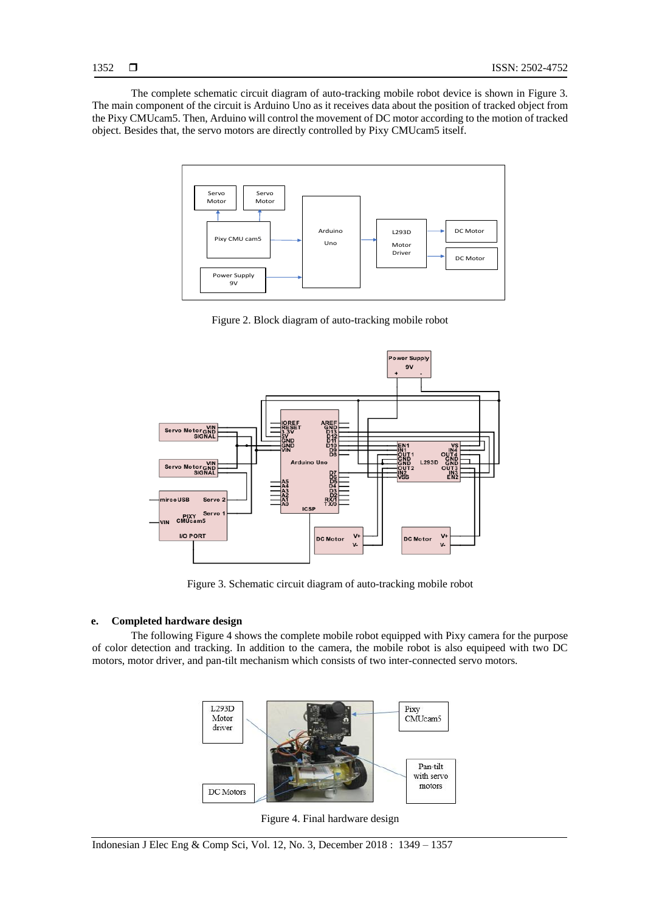The complete schematic circuit diagram of auto-tracking mobile robot device is shown in Figure 3. The main component of the circuit is Arduino Uno as it receives data about the position of tracked object from the Pixy CMUcam5. Then, Arduino will control the movement of DC motor according to the motion of tracked object. Besides that, the servo motors are directly controlled by Pixy CMUcam5 itself.

Figure 2. Block diagram of auto-tracking mobile robot

Figure 3. Schematic circuit diagram of auto-tracking mobile robot

#### e. Completed hardware design

The following Figure 4 shows the complete mobile robot equipped with Pixy camera for the purpose of color detection and tracking. In addition to the camera, the mobile robot is also equipeed with two DC motors, motor driver, and pan-tilt mechanism which consists of two inter-connected servo motors.

Figure 4. Final hardware design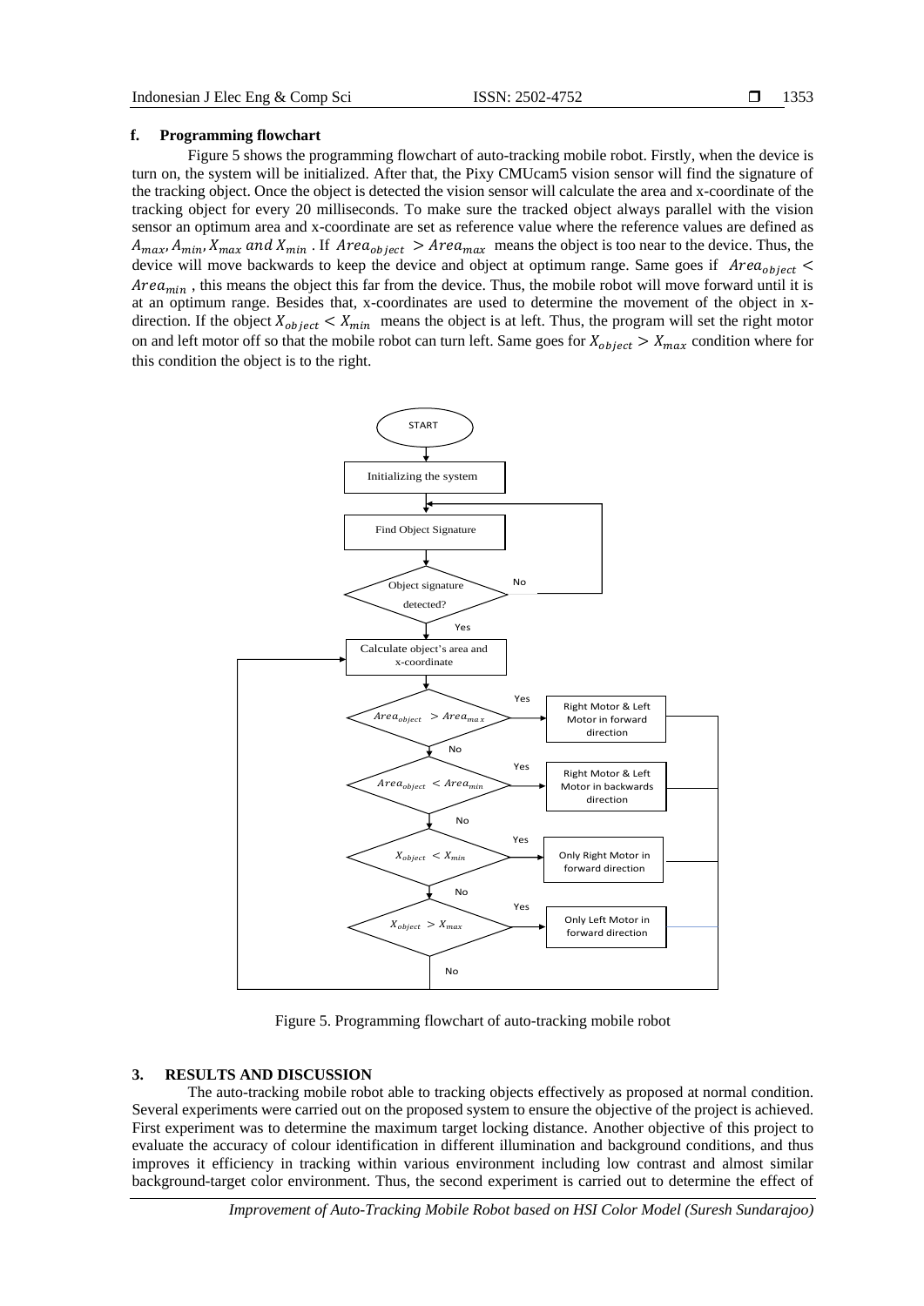### f. Programming flowchart

Figure 5 shows the programming flowchart of auto-tracking mobile robot. Firstly, when the device is turn on, the system will be initialized. After that, the Pixy CMUcam5 vision sensor will find the signature of the tracking object. Once the object is detected the vision sensor will calculate the area and x-coordinate of the tracking object for every 20 milliseconds. To make sure the tracked object always parallel with the vision sensor an optimum area and x-coordinate are set as reference value where the reference values are defined as $A_{max}, A_{min}, X_{max}$ $and$ $X_{min}$ . If $Area_{object} > Area_{max}$ means the object is too near to the device. Thus, the device will move backwards to keep the device and object at optimum range. Same goes if $Area_{object} < Area_{min}$ , this means the object this far from the device. Thus, the mobile robot will move forward until it is at an optimum range. Besides that, x-coordinates are used to determine the movement of the object in x-direction. If the object $X_{object} < X_{min}$ means the object is at left. Thus, the program will set the right motor on and left motor off so that the mobile robot can turn left. Same goes for $X_{object} > X_{max}$ condition where for this condition the object is to the right.

Figure 5. Programming flowchart of auto-tracking mobile robot

## 3. RESULTS AND DISCUSSION

The auto-tracking mobile robot able to tracking objects effectively as proposed at normal condition. Several experiments were carried out on the proposed system to ensure the objective of the project is achieved. First experiment was to determine the maximum target locking distance. Another objective of this project to evaluate the accuracy of colour identification in different illumination and background conditions, and thus improves it efficiency in tracking within various environment including low contrast and almost similar background-target color environment. Thus, the second experiment is carried out to determine the effect of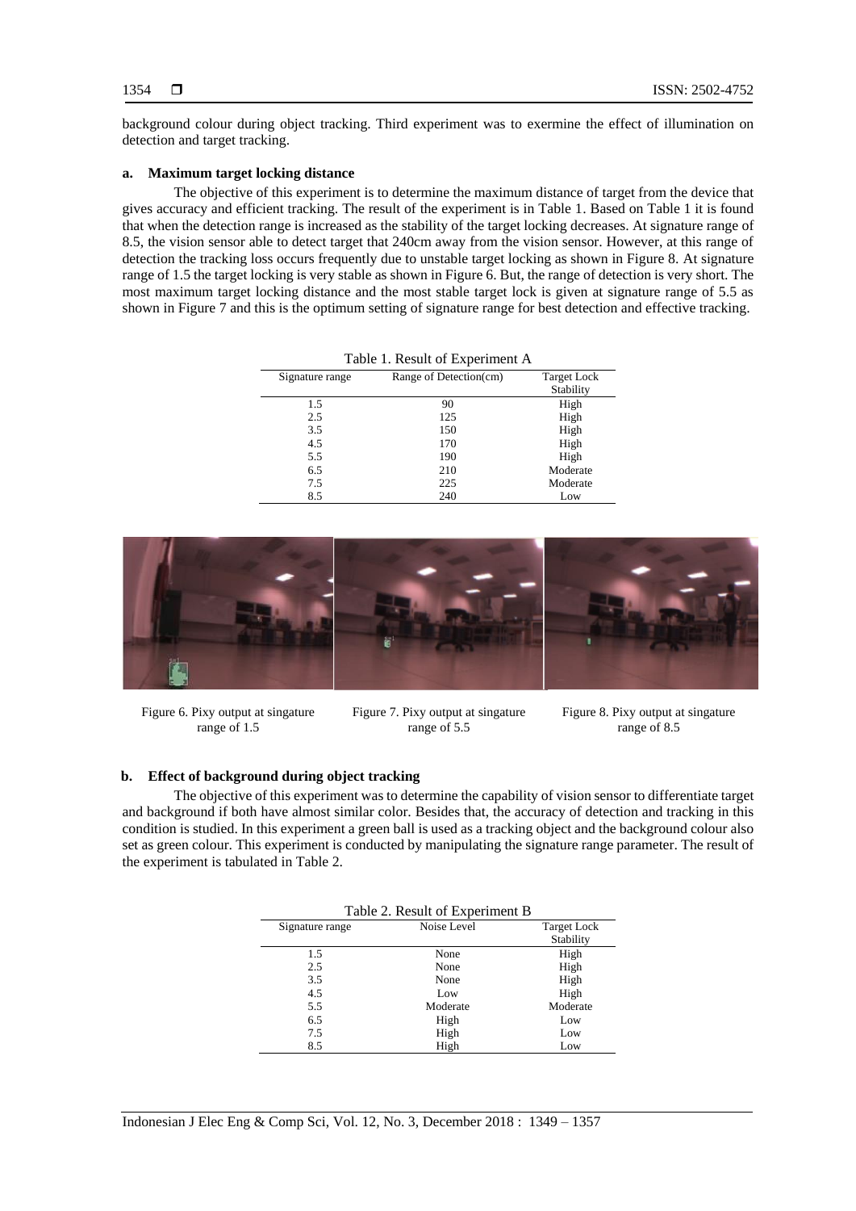background colour during object tracking. Third experiment was to exermine the effect of illumination on detection and target tracking.

**a. Maximum target locking distance**

The objective of this experiment is to determine the maximum distance of target from the device that gives accuracy and efficient tracking. The result of the experiment is in Table 1. Based on Table 1 it is found that when the detection range is increased as the stability of the target locking decreases. At signature range of 8.5, the vision sensor able to detect target that 240cm away from the vision sensor. However, at this range of detection the tracking loss occurs frequently due to unstable target locking as shown in Figure 8. At signature range of 1.5 the target locking is very stable as shown in Figure 6. But, the range of detection is very short. The most maximum target locking distance and the most stable target lock is given at signature range of 5.5 as shown in Figure 7 and this is the optimum setting of signature range for best detection and effective tracking.

Table 1. Result of Experiment A

| Signature range | Range of Detection(cm) | Target Lock Stability |
|---|---|---|
| 1.5 | 90 | High |
| 2.5 | 125 | High |
| 3.5 | 150 | High |
| 4.5 | 170 | High |
| 5.5 | 190 | High |
| 6.5 | 210 | Moderate |
| 7.5 | 225 | Moderate |
| 8.5 | 240 | Low |

Figure 6. Pixy output at singature range of 1.5

Figure 7. Pixy output at singature range of 5.5

Figure 8. Pixy output at singature range of 8.5

**b. Effect of background during object tracking**

The objective of this experiment was to determine the capability of vision sensor to differentiate target and background if both have almost similar color. Besides that, the accuracy of detection and tracking in this condition is studied. In this experiment a green ball is used as a tracking object and the background colour also set as green colour. This experiment is conducted by manipulating the signature range parameter. The result of the experiment is tabulated in Table 2.

Table 2. Result of Experiment B

| Signature range | Noise Level | Target Lock Stability |
|---|---|---|
| 1.5 | None | High |
| 2.5 | None | High |
| 3.5 | None | High |
| 4.5 | Low | High |
| 5.5 | Moderate | Moderate |
| 6.5 | High | Low |
| 7.5 | High | Low |
| 8.5 | High | Low |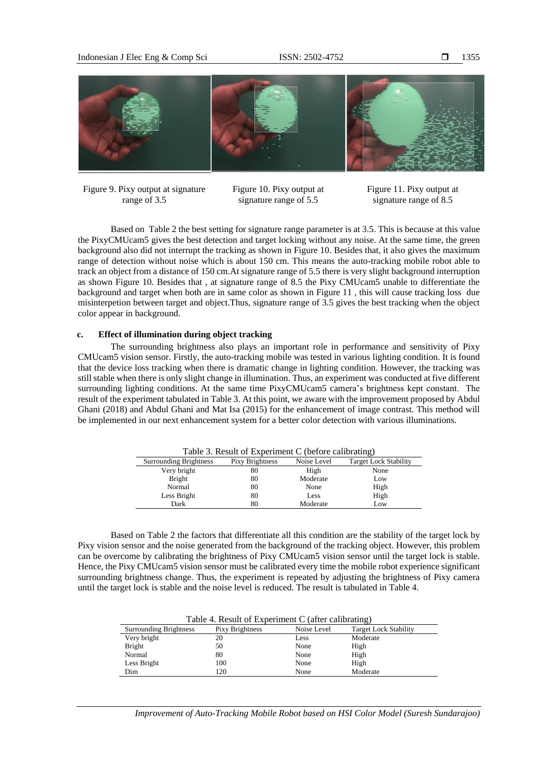Figure 9. Pixy output at signature range of 3.5

Figure 10. Pixy output at signature range of 5.5

Figure 11. Pixy output at signature range of 8.5

Based on Table 2 the best setting for signature range parameter is at 3.5. This is because at this value the PixyCMUcam5 gives the best detection and target locking without any noise. At the same time, the green background also did not interrupt the tracking as shown in Figure 10. Besides that, it also gives the maximum range of detection without noise which is about 150 cm. This means the auto-tracking mobile robot able to track an object from a distance of 150 cm.At signature range of 5.5 there is very slight background interruption as shown Figure 10. Besides that , at signature range of 8.5 the Pixy CMUcam5 unable to differentiate the background and target when both are in same color as shown in Figure 11 , this will cause tracking loss due misinterpetion between target and object.Thus, signature range of 3.5 gives the best tracking when the object color appear in background.

**c. Effect of illumination during object tracking**

The surrounding brightness also plays an important role in performance and sensitivity of Pixy CMUcam5 vision sensor. Firstly, the auto-tracking mobile was tested in various lighting condition. It is found that the device loss tracking when there is dramatic change in lighting condition. However, the tracking was still stable when there is only slight change in illumination. Thus, an experiment was conducted at five different surrounding lighting conditions. At the same time PixyCMUcam5 camera's brightness kept constant. The result of the experiment tabulated in Table 3. At this point, we aware with the improvement proposed by Abdul Ghani (2018) and Abdul Ghani and Mat Isa (2015) for the enhancement of image contrast. This method will be implemented in our next enhancement system for a better color detection with various illuminations.

Table 3. Result of Experiment C (before calibrating)

| Surrounding Brightness | Pixy Brightness | Noise Level | Target Lock Stability |
|---|---|---|---|
| Very bright | 80 | High | None |
| Bright | 80 | Moderate | Low |
| Normal | 80 | None | High |
| Less Bright | 80 | Less | High |
| Dark | 80 | Moderate | Low |

Based on Table 2 the factors that differentiate all this condition are the stability of the target lock by Pixy vision sensor and the noise generated from the background of the tracking object. However, this problem can be overcome by calibrating the brightness of Pixy CMUcam5 vision sensor until the target lock is stable. Hence, the Pixy CMUcam5 vision sensor must be calibrated every time the mobile robot experience significant surrounding brightness change. Thus, the experiment is repeated by adjusting the brightness of Pixy camera until the target lock is stable and the noise level is reduced. The result is tabulated in Table 4.

Table 4. Result of Experiment C (after calibrating)

| Surrounding Brightness | Pixy Brightness | Noise Level | Target Lock Stability |
|---|---|---|---|
| Very bright | 20 | Less | Moderate |
| Bright | 50 | None | High |
| Normal | 80 | None | High |
| Less Bright | 100 | None | High |
| Dim | 120 | None | Moderate |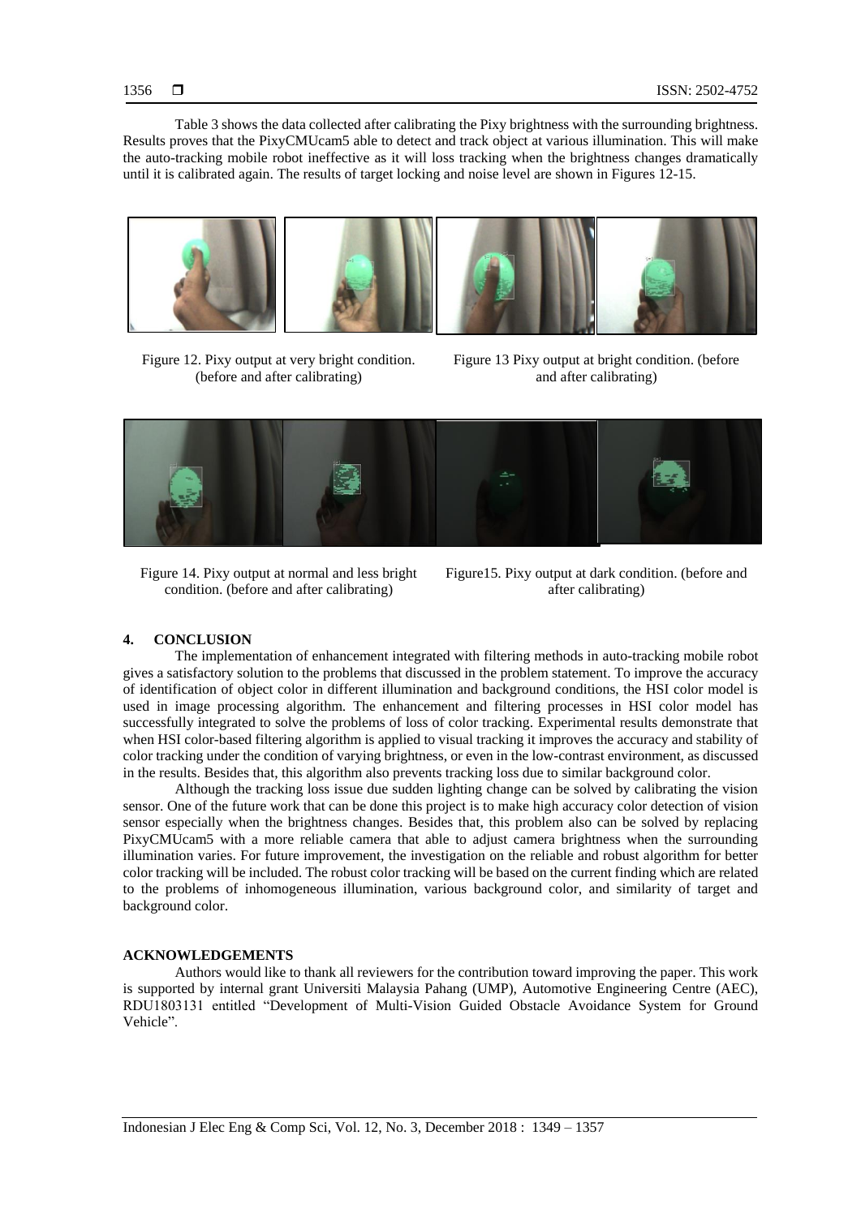Table 3 shows the data collected after calibrating the Pixy brightness with the surrounding brightness. Results proves that the PixyCMUcam5 able to detect and track object at various illumination. This will make the auto-tracking mobile robot ineffective as it will loss tracking when the brightness changes dramatically until it is calibrated again. The results of target locking and noise level are shown in Figures 12-15.

Figure 12. Pixy output at very bright condition. (before and after calibrating)

Figure 13 Pixy output at bright condition. (before and after calibrating)

Figure 14. Pixy output at normal and less bright condition. (before and after calibrating)

Figure15. Pixy output at dark condition. (before and after calibrating)

## 4. CONCLUSION

The implementation of enhancement integrated with filtering methods in auto-tracking mobile robot gives a satisfactory solution to the problems that discussed in the problem statement. To improve the accuracy of identification of object color in different illumination and background conditions, the HSI color model is used in image processing algorithm. The enhancement and filtering processes in HSI color model has successfully integrated to solve the problems of loss of color tracking. Experimental results demonstrate that when HSI color-based filtering algorithm is applied to visual tracking it improves the accuracy and stability of color tracking under the condition of varying brightness, or even in the low-contrast environment, as discussed in the results. Besides that, this algorithm also prevents tracking loss due to similar background color.

Although the tracking loss issue due sudden lighting change can be solved by calibrating the vision sensor. One of the future work that can be done this project is to make high accuracy color detection of vision sensor especially when the brightness changes. Besides that, this problem also can be solved by replacing PixyCMUcam5 with a more reliable camera that able to adjust camera brightness when the surrounding illumination varies. For future improvement, the investigation on the reliable and robust algorithm for better color tracking will be included. The robust color tracking will be based on the current finding which are related to the problems of inhomogeneous illumination, various background color, and similarity of target and background color.

## ACKNOWLEDGEMENTS

Authors would like to thank all reviewers for the contribution toward improving the paper. This work is supported by internal grant Universiti Malaysia Pahang (UMP), Automotive Engineering Centre (AEC), RDU1803131 entitled "Development of Multi-Vision Guided Obstacle Avoidance System for Ground Vehicle".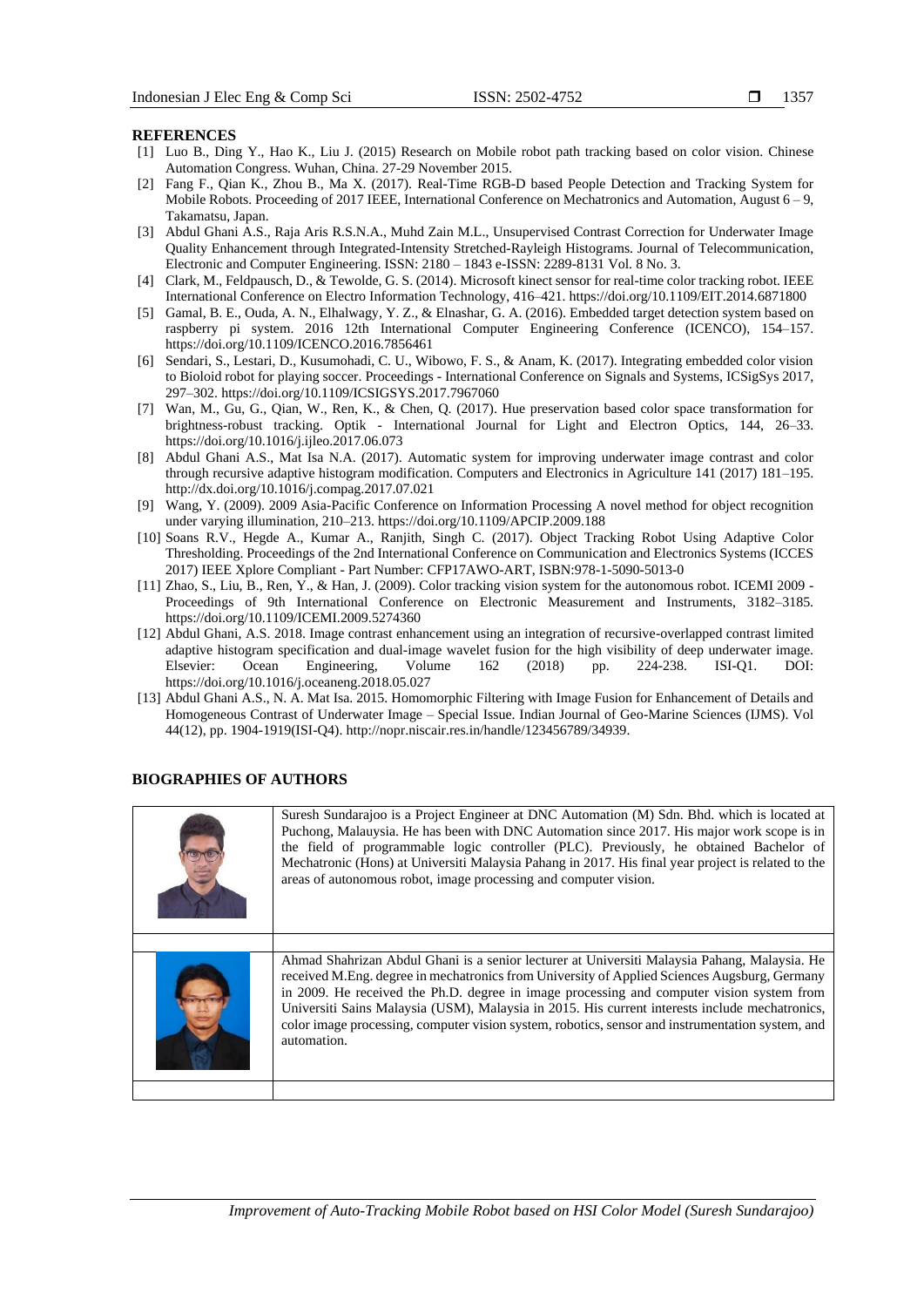## REFERENCES

[1] Luo B., Ding Y., Hao K., Liu J. (2015) Research on Mobile robot path tracking based on color vision. Chinese Automation Congress. Wuhan, China. 27-29 November 2015.

[2] Fang F., Qian K., Zhou B., Ma X. (2017). Real-Time RGB-D based People Detection and Tracking System for Mobile Robots. Proceeding of 2017 IEEE, International Conference on Mechatronics and Automation, August 6 – 9, Takamatsu, Japan.

[3] Abdul Ghani A.S., Raja Aris R.S.N.A., Muhd Zain M.L., Unsupervised Contrast Correction for Underwater Image Quality Enhancement through Integrated-Intensity Stretched-Rayleigh Histograms. Journal of Telecommunication, Electronic and Computer Engineering. ISSN: 2180 – 1843 e-ISSN: 2289-8131 Vol. 8 No. 3.

[4] Clark, M., Feldpausch, D., & Tewolde, G. S. (2014). Microsoft kinect sensor for real-time color tracking robot. IEEE International Conference on Electro Information Technology, 416–421. https://doi.org/10.1109/EIT.2014.6871800

[5] Gamal, B. E., Ouda, A. N., Elhalwagy, Y. Z., & Elnashar, G. A. (2016). Embedded target detection system based on raspberry pi system. 2016 12th International Computer Engineering Conference (ICENCO), 154–157. https://doi.org/10.1109/ICENCO.2016.7856461

[6] Sendari, S., Lestari, D., Kusumohadi, C. U., Wibowo, F. S., & Anam, K. (2017). Integrating embedded color vision to Bioloid robot for playing soccer. Proceedings - International Conference on Signals and Systems, ICSigSys 2017, 297–302. https://doi.org/10.1109/ICSIGSYS.2017.7967060

[7] Wan, M., Gu, G., Qian, W., Ren, K., & Chen, Q. (2017). Hue preservation based color space transformation for brightness-robust tracking. Optik - International Journal for Light and Electron Optics, 144, 26–33. https://doi.org/10.1016/j.ijleo.2017.06.073

[8] Abdul Ghani A.S., Mat Isa N.A. (2017). Automatic system for improving underwater image contrast and color through recursive adaptive histogram modification. Computers and Electronics in Agriculture 141 (2017) 181–195. http://dx.doi.org/10.1016/j.compag.2017.07.021

[9] Wang, Y. (2009). 2009 Asia-Pacific Conference on Information Processing A novel method for object recognition under varying illumination, 210–213. https://doi.org/10.1109/APCIP.2009.188

[10] Soans R.V., Hegde A., Kumar A., Ranjith, Singh C. (2017). Object Tracking Robot Using Adaptive Color Thresholding. Proceedings of the 2nd International Conference on Communication and Electronics Systems (ICCES 2017) IEEE Xplore Compliant - Part Number: CFP17AWO-ART, ISBN:978-1-5090-5013-0

[11] Zhao, S., Liu, B., Ren, Y., & Han, J. (2009). Color tracking vision system for the autonomous robot. ICEMI 2009 - Proceedings of 9th International Conference on Electronic Measurement and Instruments, 3182–3185. https://doi.org/10.1109/ICEMI.2009.5274360

[12] Abdul Ghani, A.S. 2018. Image contrast enhancement using an integration of recursive-overlapped contrast limited adaptive histogram specification and dual-image wavelet fusion for the high visibility of deep underwater image. Elsevier: Ocean Engineering, Volume 162 (2018) pp. 224-238. ISI-Q1. DOI: https://doi.org/10.1016/j.oceaneng.2018.05.027

[13] Abdul Ghani A.S., N. A. Mat Isa. 2015. Homomorphic Filtering with Image Fusion for Enhancement of Details and Homogeneous Contrast of Underwater Image – Special Issue. Indian Journal of Geo-Marine Sciences (IJMS). Vol 44(12), pp. 1904-1919(ISI-Q4). http://nopr.niscair.res.in/handle/123456789/34939.

## BIOGRAPHIES OF AUTHORS

Suresh Sundarajoo is a Project Engineer at DNC Automation (M) Sdn. Bhd. which is located at Puchong, Malaysia. He has been with DNC Automation since 2017. His major work scope is in the field of programmable logic controller (PLC). Previously, he obtained Bachelor of Mechatronic (Hons) at Universiti Malaysia Pahang in 2017. His final year project is related to the areas of autonomous robot, image processing and computer vision.

Ahmad Shahrizan Abdul Ghani is a senior lecturer at Universiti Malaysia Pahang, Malaysia. He received M.Eng. degree in mechatronics from University of Applied Sciences Augsburg, Germany in 2009. He received the Ph.D. degree in image processing and computer vision system from Universiti Sains Malaysia (USM), Malaysia in 2015. His current interests include mechatronics, color image processing, computer vision system, robotics, sensor and instrumentation system, and automation.